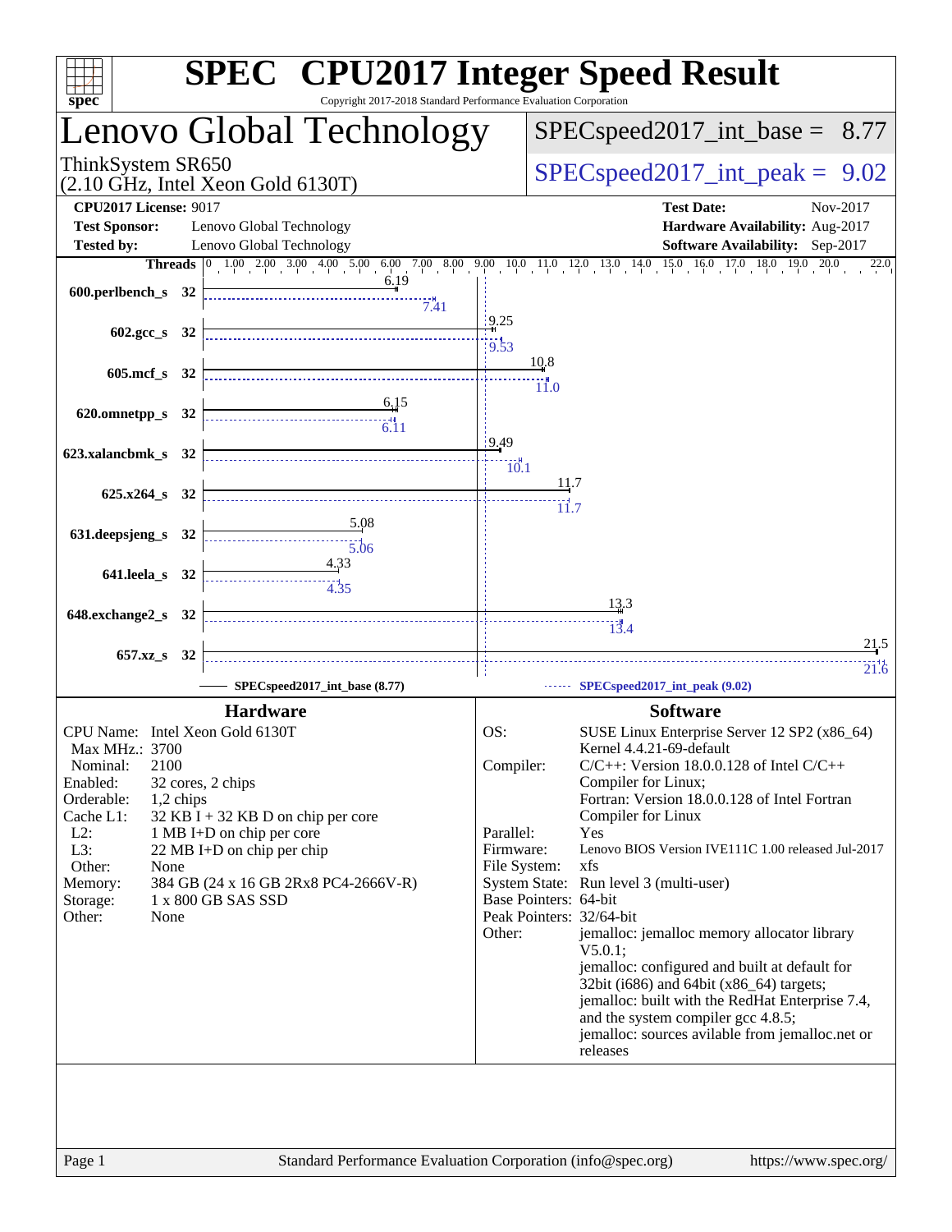# SPEC CPU2017 Integer Speed Result

Copyright 2017-2018 Standard Performance Evaluation Corporation

## Lenovo Global Technology

ThinkSystem SR650
(2.10 GHz, Intel Xeon Gold 6130T)

SPECspeed2017_int_base = 8.77

SPECspeed2017_int_peak = 9.02

**CPU2017 License:** 9017
**Test Sponsor:** Lenovo Global Technology
**Tested by:** Lenovo Global Technology

**Test Date:** Nov-2017
**Hardware Availability:** Aug-2017
**Software Availability:** Sep-2017

| Benchmark | Threads | Base | Peak |
|---|---|---|---|
| 600.perlbench_s | 32 | 6.19 | 7.41 |
| 602.gcc_s | 32 | 9.25 | 9.53 |
| 605.mcf_s | 32 | 10.8 | 11.0 |
| 620.omnetpp_s | 32 | 6.15 | 6.11 |
| 623.xalancbmk_s | 32 | 9.49 | 10.1 |
| 625.x264_s | 32 | 11.7 | 11.7 |
| 631.deepsjeng_s | 32 | 5.08 | 5.06 |
| 641.leela_s | 32 | 4.33 | 4.35 |
| 648.exchange2_s | 32 | 13.3 | 13.4 |
| 657.xz_s | 32 | 21.5 | 21.6 |

SPECspeed2017_int_base (8.77) — SPECspeed2017_int_peak (9.02)

## Hardware

- CPU Name: Intel Xeon Gold 6130T
- Max MHz.: 3700
- Nominal: 2100
- Enabled: 32 cores, 2 chips
- Orderable: 1,2 chips
- Cache L1: 32 KB I + 32 KB D on chip per core
- L2: 1 MB I+D on chip per core
- L3: 22 MB I+D on chip per chip
- Other: None
- Memory: 384 GB (24 x 16 GB 2Rx8 PC4-2666V-R)
- Storage: 1 x 800 GB SAS SSD
- Other: None

## Software

- OS: SUSE Linux Enterprise Server 12 SP2 (x86_64) Kernel 4.4.21-69-default
- Compiler: C/C++: Version 18.0.0.128 of Intel C/C++ Compiler for Linux; Fortran: Version 18.0.0.128 of Intel Fortran Compiler for Linux
- Parallel: Yes
- Firmware: Lenovo BIOS Version IVE111C 1.00 released Jul-2017
- File System: xfs
- System State: Run level 3 (multi-user)
- Base Pointers: 64-bit
- Peak Pointers: 32/64-bit
- Other: jemalloc: jemalloc memory allocator library V5.0.1; jemalloc: configured and built at default for 32bit (i686) and 64bit (x86_64) targets; jemalloc: built with the RedHat Enterprise 7.4, and the system compiler gcc 4.8.5; jemalloc: sources avilable from jemalloc.net or releases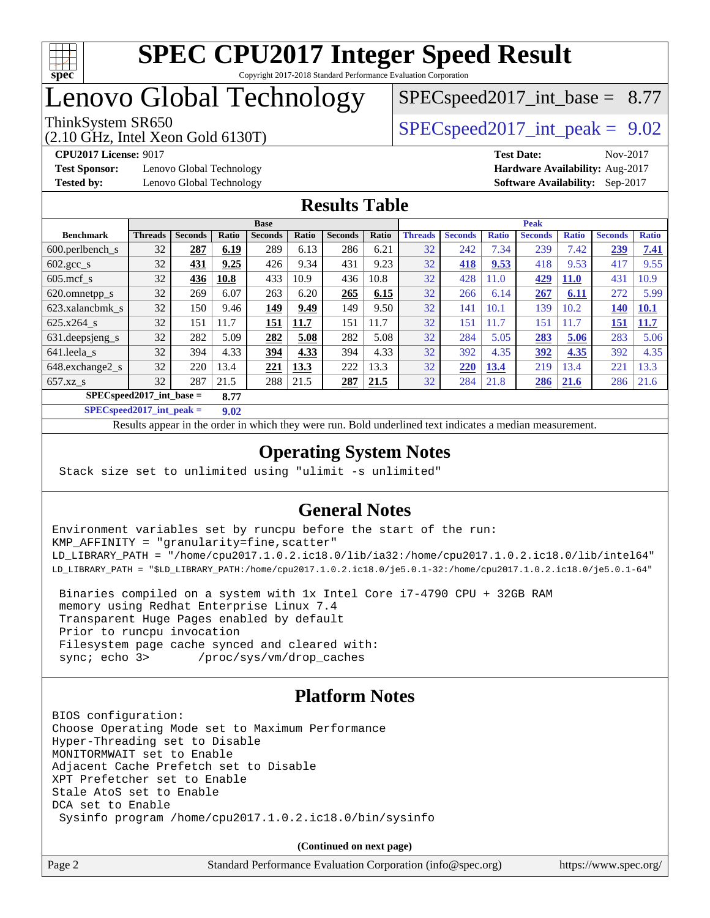# SPEC CPU2017 Integer Speed Result

Copyright 2017-2018 Standard Performance Evaluation Corporation

# Lenovo Global Technology

ThinkSystem SR650
(2.10 GHz, Intel Xeon Gold 6130T)

SPECspeed2017_int_base = 8.77

SPECspeed2017_int_peak = 9.02

**CPU2017 License:** 9017
**Test Sponsor:** Lenovo Global Technology
**Tested by:** Lenovo Global Technology

**Test Date:** Nov-2017
**Hardware Availability:** Aug-2017
**Software Availability:** Sep-2017

## Results Table

| | Base | | | | | | | Peak | | | | | | |
|---|---|---|---|---|---|---|---|---|---|---|---|---|---|---|
| **Benchmark** | **Threads** | **Seconds** | **Ratio** | **Seconds** | **Ratio** | **Seconds** | **Ratio** | **Threads** | **Seconds** | **Ratio** | **Seconds** | **Ratio** | **Seconds** | **Ratio** |
| 600.perlbench_s | 32 | **287** | **6.19** | 289 | 6.13 | 286 | 6.21 | 32 | 242 | 7.34 | 239 | 7.42 | **239** | **7.41** |
| 602.gcc_s | 32 | **431** | **9.25** | 426 | 9.34 | 431 | 9.23 | 32 | **418** | **9.53** | 418 | 9.53 | 417 | 9.55 |
| 605.mcf_s | 32 | **436** | **10.8** | 433 | 10.9 | 436 | 10.8 | 32 | 428 | 11.0 | **429** | **11.0** | 431 | 10.9 |
| 620.omnetpp_s | 32 | 269 | 6.07 | 263 | 6.20 | **265** | **6.15** | 32 | 266 | 6.14 | **267** | **6.11** | 272 | 5.99 |
| 623.xalancbmk_s | 32 | 150 | 9.46 | **149** | **9.49** | 149 | 9.50 | 32 | 141 | 10.1 | 139 | 10.2 | **140** | **10.1** |
| 625.x264_s | 32 | 151 | 11.7 | **151** | **11.7** | 151 | 11.7 | 32 | 151 | 11.7 | 151 | 11.7 | **151** | **11.7** |
| 631.deepsjeng_s | 32 | 282 | 5.09 | **282** | **5.08** | 282 | 5.08 | 32 | 284 | 5.05 | **283** | **5.06** | 283 | 5.06 |
| 641.leela_s | 32 | 394 | 4.33 | **394** | **4.33** | 394 | 4.33 | 32 | 392 | 4.35 | **392** | **4.35** | 392 | 4.35 |
| 648.exchange2_s | 32 | 220 | 13.4 | **221** | **13.3** | 222 | 13.3 | 32 | **220** | **13.4** | 219 | 13.4 | 221 | 13.3 |
| 657.xz_s | 32 | 287 | 21.5 | 288 | 21.5 | **287** | **21.5** | 32 | 284 | 21.8 | **286** | **21.6** | 286 | 21.6 |

**SPECspeed2017_int_base = 8.77**

**SPECspeed2017_int_peak = 9.02**

Results appear in the order in which they were run. Bold underlined text indicates a median measurement.

## Operating System Notes

```
Stack size set to unlimited using "ulimit -s unlimited"
```

## General Notes

```
Environment variables set by runcpu before the start of the run:
KMP_AFFINITY = "granularity=fine,scatter"
LD_LIBRARY_PATH = "/home/cpu2017.1.0.2.ic18.0/lib/ia32:/home/cpu2017.1.0.2.ic18.0/lib/intel64"
LD_LIBRARY_PATH = "$LD_LIBRARY_PATH:/home/cpu2017.1.0.2.ic18.0/je5.0.1-32:/home/cpu2017.1.0.2.ic18.0/je5.0.1-64"

 Binaries compiled on a system with 1x Intel Core i7-4790 CPU + 32GB RAM
 memory using Redhat Enterprise Linux 7.4
 Transparent Huge Pages enabled by default
 Prior to runcpu invocation
 Filesystem page cache synced and cleared with:
 sync; echo 3>       /proc/sys/vm/drop_caches
```

## Platform Notes

```
BIOS configuration:
Choose Operating Mode set to Maximum Performance
Hyper-Threading set to Disable
MONITORMWAIT set to Enable
Adjacent Cache Prefetch set to Disable
XPT Prefetcher set to Enable
Stale AtoS set to Enable
DCA set to Enable
 Sysinfo program /home/cpu2017.1.0.2.ic18.0/bin/sysinfo
```

**(Continued on next page)**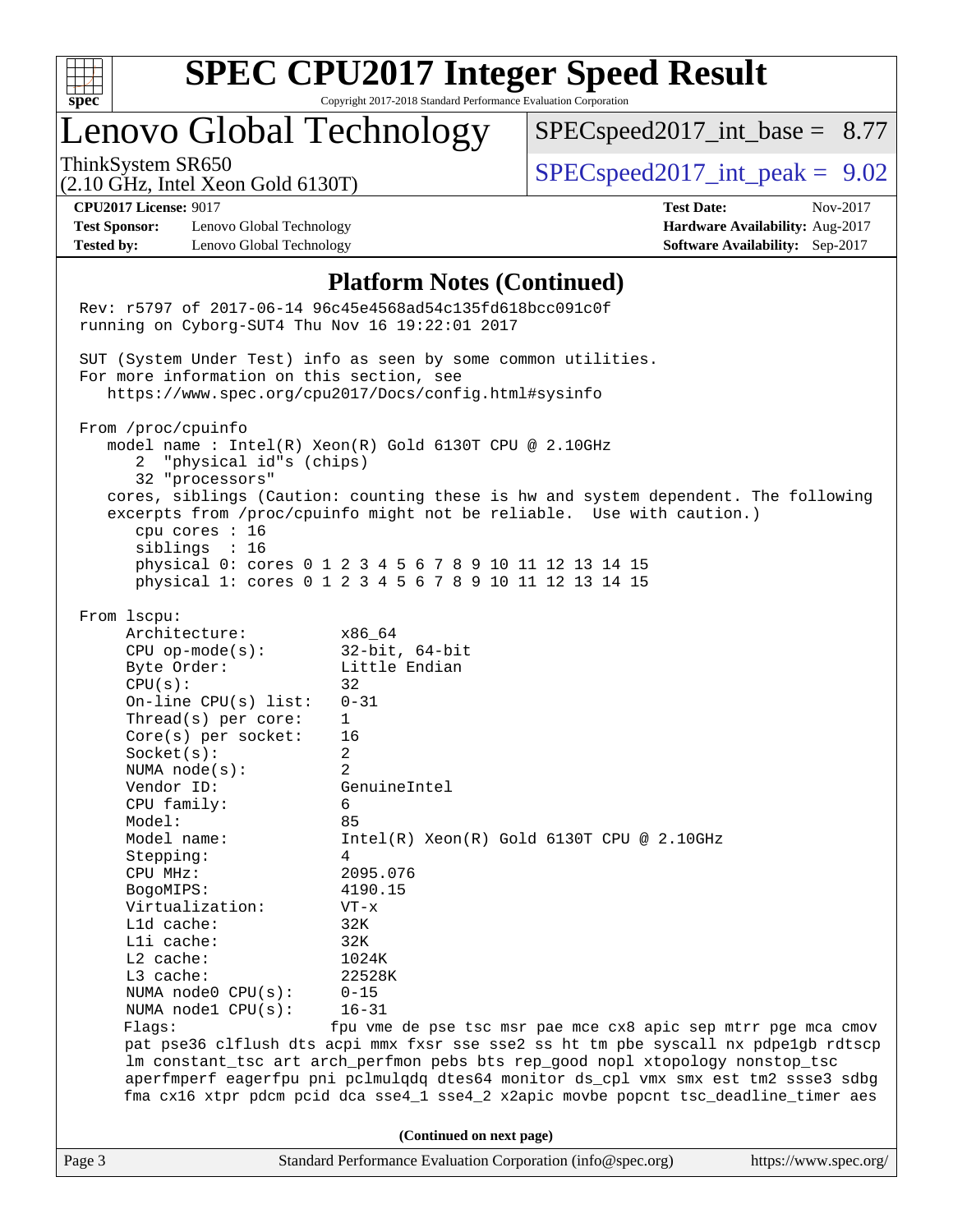## Platform Notes (Continued)

```
Rev: r5797 of 2017-06-14 96c45e4568ad54c135fd618bcc091c0f
running on Cyborg-SUT4 Thu Nov 16 19:22:01 2017

SUT (System Under Test) info as seen by some common utilities.
For more information on this section, see
   https://www.spec.org/cpu2017/Docs/config.html#sysinfo

From /proc/cpuinfo
   model name : Intel(R) Xeon(R) Gold 6130T CPU @ 2.10GHz
      2  "physical id"s (chips)
      32 "processors"
   cores, siblings (Caution: counting these is hw and system dependent. The following
   excerpts from /proc/cpuinfo might not be reliable.  Use with caution.)
      cpu cores : 16
      siblings  : 16
      physical 0: cores 0 1 2 3 4 5 6 7 8 9 10 11 12 13 14 15
      physical 1: cores 0 1 2 3 4 5 6 7 8 9 10 11 12 13 14 15

From lscpu:
     Architecture:          x86_64
     CPU op-mode(s):        32-bit, 64-bit
     Byte Order:            Little Endian
     CPU(s):                32
     On-line CPU(s) list:   0-31
     Thread(s) per core:    1
     Core(s) per socket:    16
     Socket(s):             2
     NUMA node(s):          2
     Vendor ID:             GenuineIntel
     CPU family:            6
     Model:                 85
     Model name:            Intel(R) Xeon(R) Gold 6130T CPU @ 2.10GHz
     Stepping:              4
     CPU MHz:               2095.076
     BogoMIPS:              4190.15
     Virtualization:        VT-x
     L1d cache:             32K
     L1i cache:             32K
     L2 cache:              1024K
     L3 cache:              22528K
     NUMA node0 CPU(s):     0-15
     NUMA node1 CPU(s):     16-31
     Flags:                 fpu vme de pse tsc msr pae mce cx8 apic sep mtrr pge mca cmov
     pat pse36 clflush dts acpi mmx fxsr sse sse2 ss ht tm pbe syscall nx pdpe1gb rdtscp
     lm constant_tsc art arch_perfmon pebs bts rep_good nopl xtopology nonstop_tsc
     aperfmperf eagerfpu pni pclmulqdq dtes64 monitor ds_cpl vmx smx est tm2 ssse3 sdbg
     fma cx16 xtpr pdcm pcid dca sse4_1 sse4_2 x2apic movbe popcnt tsc_deadline_timer aes
```

(Continued on next page)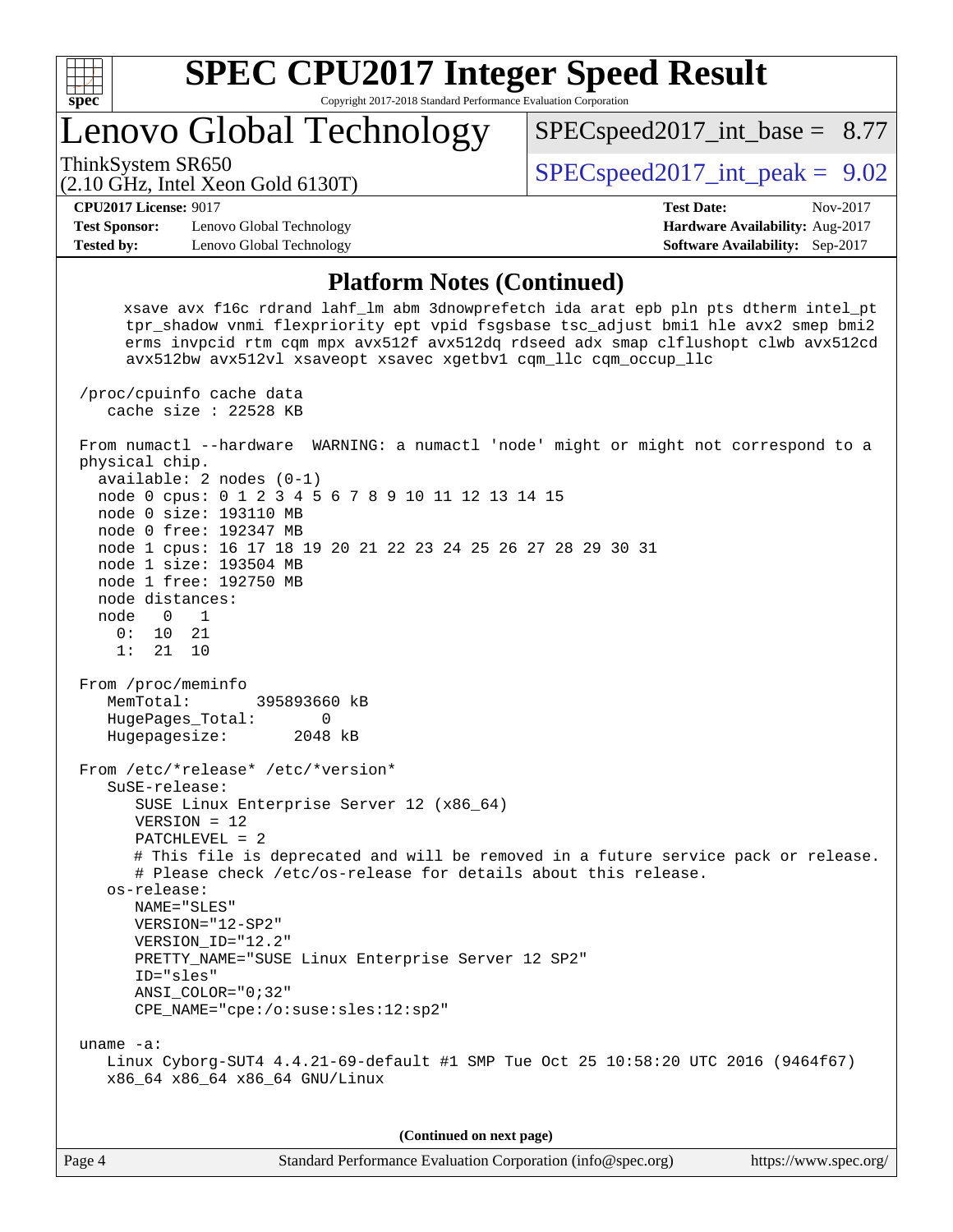## Platform Notes (Continued)

```
      xsave avx f16c rdrand lahf_lm abm 3dnowprefetch ida arat epb pln pts dtherm intel_pt
      tpr_shadow vnmi flexpriority ept vpid fsgsbase tsc_adjust bmi1 hle avx2 smep bmi2
      erms invpcid rtm cqm mpx avx512f avx512dq rdseed adx smap clflushopt clwb avx512cd
      avx512bw avx512vl xsaveopt xsavec xgetbv1 cqm_llc cqm_occup_llc

 /proc/cpuinfo cache data
    cache size : 22528 KB

 From numactl --hardware  WARNING: a numactl 'node' might or might not correspond to a
 physical chip.
   available: 2 nodes (0-1)
   node 0 cpus: 0 1 2 3 4 5 6 7 8 9 10 11 12 13 14 15
   node 0 size: 193110 MB
   node 0 free: 192347 MB
   node 1 cpus: 16 17 18 19 20 21 22 23 24 25 26 27 28 29 30 31
   node 1 size: 193504 MB
   node 1 free: 192750 MB
   node distances:
   node   0   1
     0:  10  21
     1:  21  10

 From /proc/meminfo
    MemTotal:       395893660 kB
    HugePages_Total:       0
    Hugepagesize:       2048 kB

 From /etc/*release* /etc/*version*
    SuSE-release:
       SUSE Linux Enterprise Server 12 (x86_64)
       VERSION = 12
       PATCHLEVEL = 2
       # This file is deprecated and will be removed in a future service pack or release.
       # Please check /etc/os-release for details about this release.
    os-release:
       NAME="SLES"
       VERSION="12-SP2"
       VERSION_ID="12.2"
       PRETTY_NAME="SUSE Linux Enterprise Server 12 SP2"
       ID="sles"
       ANSI_COLOR="0;32"
       CPE_NAME="cpe:/o:suse:sles:12:sp2"

 uname -a:
    Linux Cyborg-SUT4 4.4.21-69-default #1 SMP Tue Oct 25 10:58:20 UTC 2016 (9464f67)
    x86_64 x86_64 x86_64 GNU/Linux
```

(Continued on next page)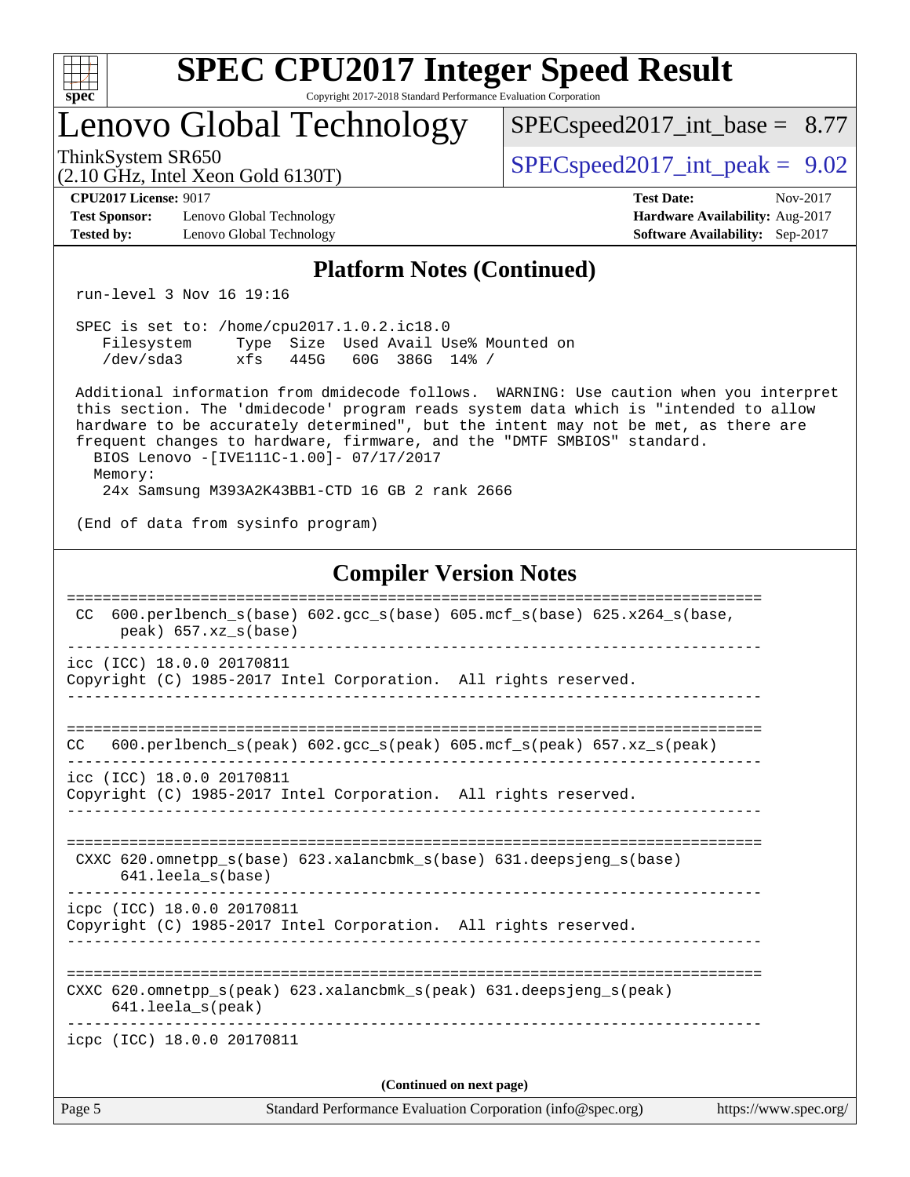## Platform Notes (Continued)

```
run-level 3 Nov 16 19:16

SPEC is set to: /home/cpu2017.1.0.2.ic18.0
   Filesystem     Type  Size  Used Avail Use% Mounted on
   /dev/sda3      xfs   445G   60G  386G  14% /

Additional information from dmidecode follows.  WARNING: Use caution when you interpret
this section. The 'dmidecode' program reads system data which is "intended to allow
hardware to be accurately determined", but the intent may not be met, as there are
frequent changes to hardware, firmware, and the "DMTF SMBIOS" standard.
  BIOS Lenovo -[IVE111C-1.00]- 07/17/2017
  Memory:
    24x Samsung M393A2K43BB1-CTD 16 GB 2 rank 2666

(End of data from sysinfo program)
```

## Compiler Version Notes

```
==============================================================================
 CC  600.perlbench_s(base) 602.gcc_s(base) 605.mcf_s(base) 625.x264_s(base,
      peak) 657.xz_s(base)
------------------------------------------------------------------------------
icc (ICC) 18.0.0 20170811
Copyright (C) 1985-2017 Intel Corporation.  All rights reserved.
------------------------------------------------------------------------------

==============================================================================
CC   600.perlbench_s(peak) 602.gcc_s(peak) 605.mcf_s(peak) 657.xz_s(peak)
------------------------------------------------------------------------------
icc (ICC) 18.0.0 20170811
Copyright (C) 1985-2017 Intel Corporation.  All rights reserved.
------------------------------------------------------------------------------

==============================================================================
 CXXC 620.omnetpp_s(base) 623.xalancbmk_s(base) 631.deepsjeng_s(base)
      641.leela_s(base)
------------------------------------------------------------------------------
icpc (ICC) 18.0.0 20170811
Copyright (C) 1985-2017 Intel Corporation.  All rights reserved.
------------------------------------------------------------------------------

==============================================================================
CXXC 620.omnetpp_s(peak) 623.xalancbmk_s(peak) 631.deepsjeng_s(peak)
     641.leela_s(peak)
------------------------------------------------------------------------------
icpc (ICC) 18.0.0 20170811
```

**(Continued on next page)**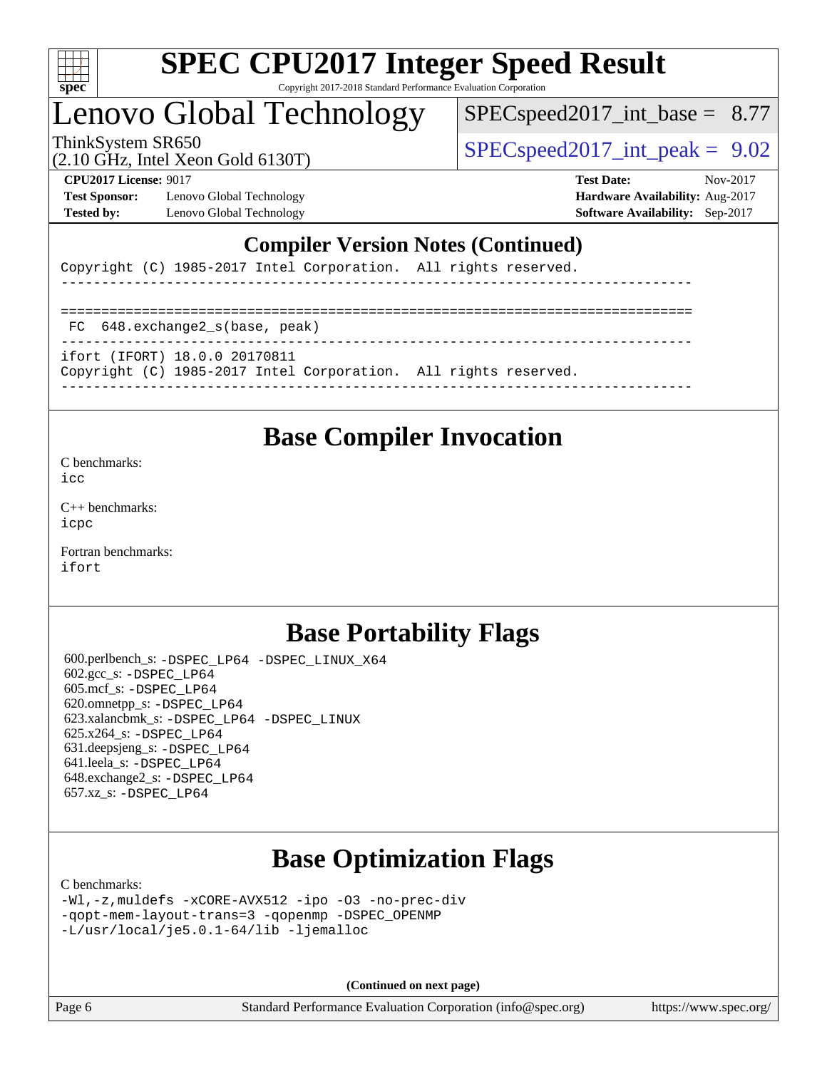## Compiler Version Notes (Continued)

```
Copyright (C) 1985-2017 Intel Corporation.  All rights reserved.
------------------------------------------------------------------------------

==============================================================================
 FC  648.exchange2_s(base, peak)
------------------------------------------------------------------------------
ifort (IFORT) 18.0.0 20170811
Copyright (C) 1985-2017 Intel Corporation.  All rights reserved.
------------------------------------------------------------------------------
```

## Base Compiler Invocation

C benchmarks:
icc

C++ benchmarks:
icpc

Fortran benchmarks:
ifort

## Base Portability Flags

600.perlbench_s: -DSPEC_LP64 -DSPEC_LINUX_X64
602.gcc_s: -DSPEC_LP64
605.mcf_s: -DSPEC_LP64
620.omnetpp_s: -DSPEC_LP64
623.xalancbmk_s: -DSPEC_LP64 -DSPEC_LINUX
625.x264_s: -DSPEC_LP64
631.deepsjeng_s: -DSPEC_LP64
641.leela_s: -DSPEC_LP64
648.exchange2_s: -DSPEC_LP64
657.xz_s: -DSPEC_LP64

## Base Optimization Flags

C benchmarks:
-Wl,-z,muldefs -xCORE-AVX512 -ipo -O3 -no-prec-div
-qopt-mem-layout-trans=3 -qopenmp -DSPEC_OPENMP
-L/usr/local/je5.0.1-64/lib -ljemalloc

**(Continued on next page)**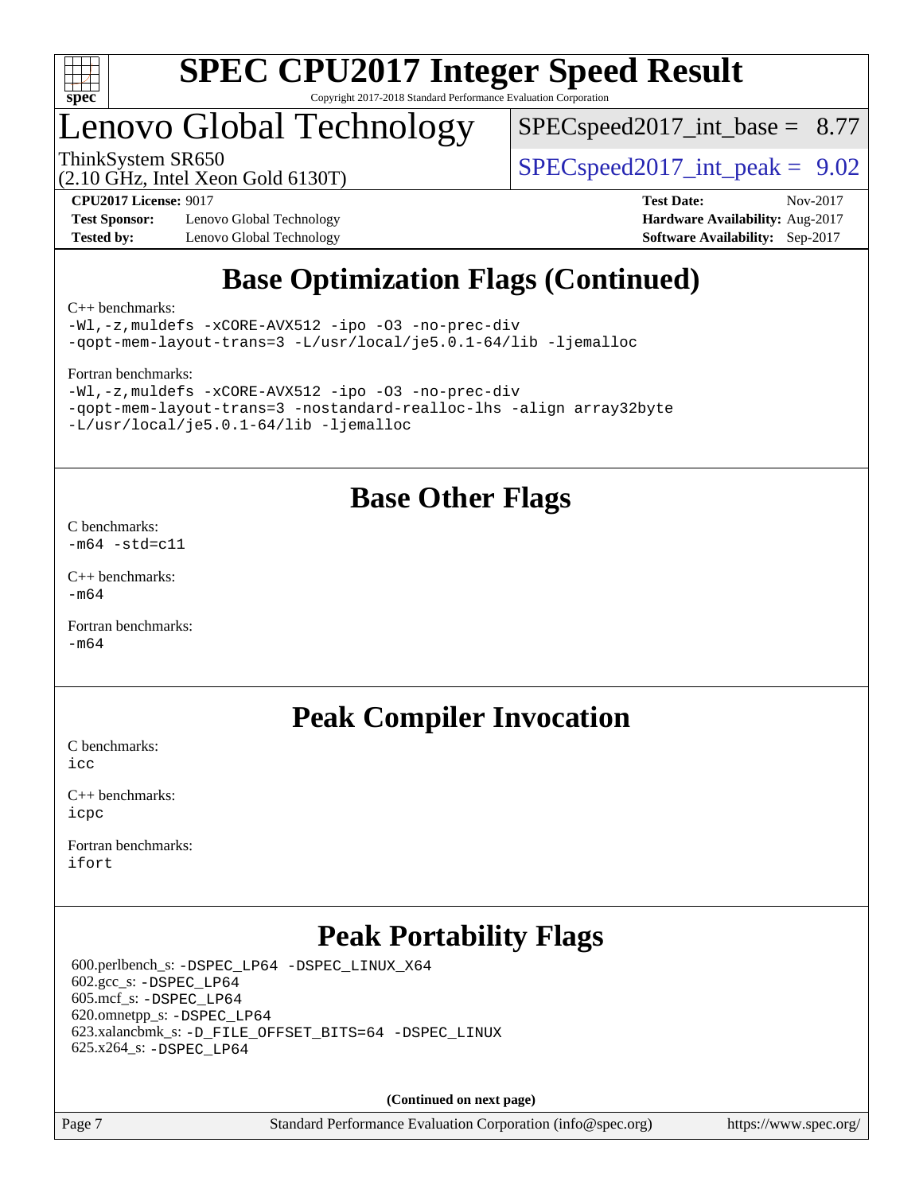# SPEC CPU2017 Integer Speed Result

Copyright 2017-2018 Standard Performance Evaluation Corporation

## Lenovo Global Technology

ThinkSystem SR650
(2.10 GHz, Intel Xeon Gold 6130T)

SPECspeed2017_int_base = 8.77

SPECspeed2017_int_peak = 9.02

**CPU2017 License:** 9017
**Test Sponsor:** Lenovo Global Technology
**Tested by:** Lenovo Global Technology

**Test Date:** Nov-2017
**Hardware Availability:** Aug-2017
**Software Availability:** Sep-2017

## Base Optimization Flags (Continued)

C++ benchmarks:
```
-Wl,-z,muldefs -xCORE-AVX512 -ipo -O3 -no-prec-div
-qopt-mem-layout-trans=3 -L/usr/local/je5.0.1-64/lib -ljemalloc
```

Fortran benchmarks:
```
-Wl,-z,muldefs -xCORE-AVX512 -ipo -O3 -no-prec-div
-qopt-mem-layout-trans=3 -nostandard-realloc-lhs -align array32byte
-L/usr/local/je5.0.1-64/lib -ljemalloc
```

## Base Other Flags

C benchmarks:
```
-m64 -std=c11
```

C++ benchmarks:
```
-m64
```

Fortran benchmarks:
```
-m64
```

## Peak Compiler Invocation

C benchmarks:
```
icc
```

C++ benchmarks:
```
icpc
```

Fortran benchmarks:
```
ifort
```

## Peak Portability Flags

600.perlbench_s: `-DSPEC_LP64 -DSPEC_LINUX_X64`
602.gcc_s: `-DSPEC_LP64`
605.mcf_s: `-DSPEC_LP64`
620.omnetpp_s: `-DSPEC_LP64`
623.xalancbmk_s: `-D_FILE_OFFSET_BITS=64 -DSPEC_LINUX`
625.x264_s: `-DSPEC_LP64`

**(Continued on next page)**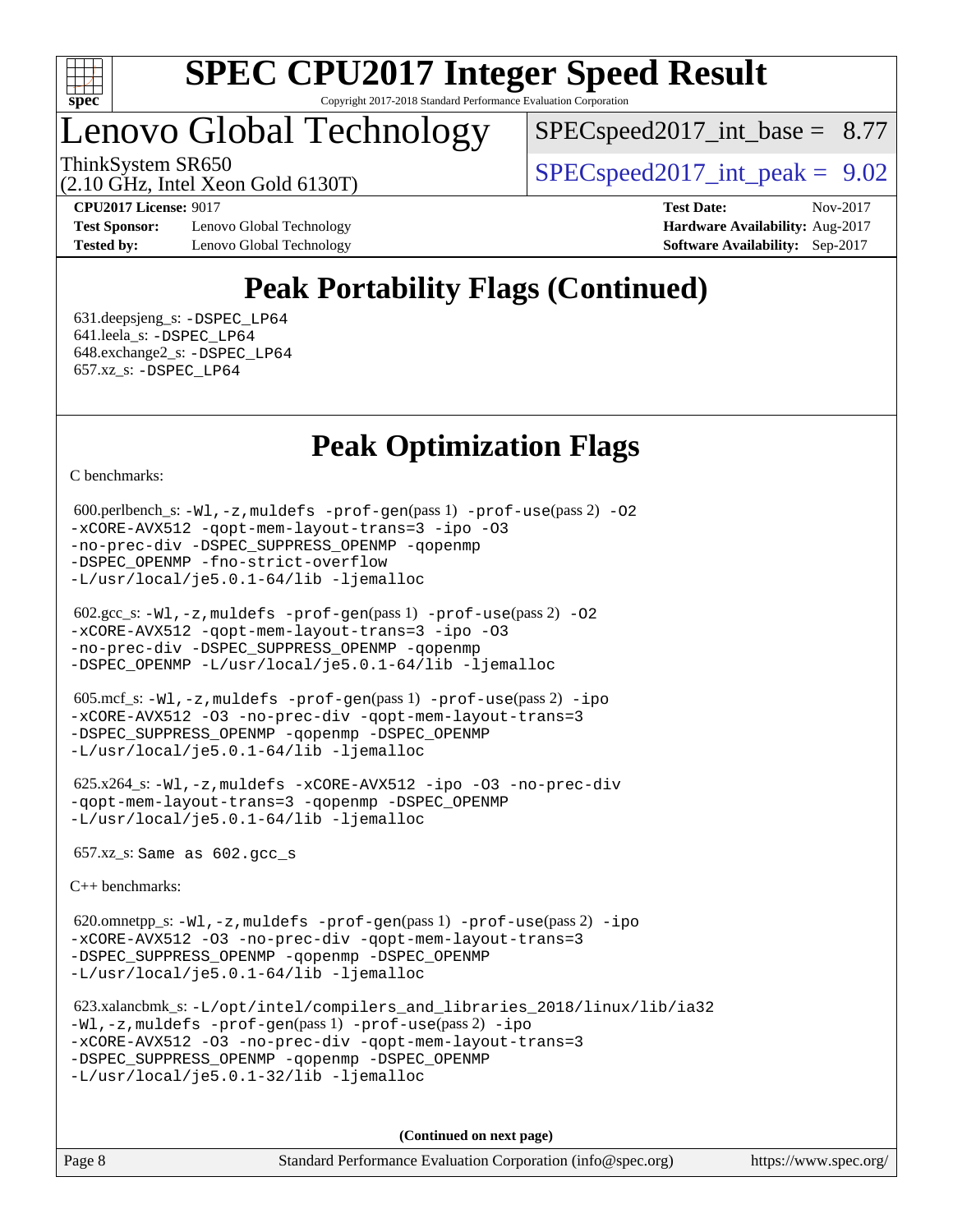# SPEC CPU2017 Integer Speed Result

Copyright 2017-2018 Standard Performance Evaluation Corporation

# Lenovo Global Technology

ThinkSystem SR650
(2.10 GHz, Intel Xeon Gold 6130T)

SPECspeed2017_int_base = 8.77

SPECspeed2017_int_peak = 9.02

**CPU2017 License:** 9017
**Test Sponsor:** Lenovo Global Technology
**Tested by:** Lenovo Global Technology

**Test Date:** Nov-2017
**Hardware Availability:** Aug-2017
**Software Availability:** Sep-2017

## Peak Portability Flags (Continued)

631.deepsjeng_s: -DSPEC_LP64
641.leela_s: -DSPEC_LP64
648.exchange2_s: -DSPEC_LP64
657.xz_s: -DSPEC_LP64

## Peak Optimization Flags

C benchmarks:

600.perlbench_s: -Wl,-z,muldefs -prof-gen(pass 1) -prof-use(pass 2) -O2 -xCORE-AVX512 -qopt-mem-layout-trans=3 -ipo -O3 -no-prec-div -DSPEC_SUPPRESS_OPENMP -qopenmp -DSPEC_OPENMP -fno-strict-overflow -L/usr/local/je5.0.1-64/lib -ljemalloc

602.gcc_s: -Wl,-z,muldefs -prof-gen(pass 1) -prof-use(pass 2) -O2 -xCORE-AVX512 -qopt-mem-layout-trans=3 -ipo -O3 -no-prec-div -DSPEC_SUPPRESS_OPENMP -qopenmp -DSPEC_OPENMP -L/usr/local/je5.0.1-64/lib -ljemalloc

605.mcf_s: -Wl,-z,muldefs -prof-gen(pass 1) -prof-use(pass 2) -ipo -xCORE-AVX512 -O3 -no-prec-div -qopt-mem-layout-trans=3 -DSPEC_SUPPRESS_OPENMP -qopenmp -DSPEC_OPENMP -L/usr/local/je5.0.1-64/lib -ljemalloc

625.x264_s: -Wl,-z,muldefs -xCORE-AVX512 -ipo -O3 -no-prec-div -qopt-mem-layout-trans=3 -qopenmp -DSPEC_OPENMP -L/usr/local/je5.0.1-64/lib -ljemalloc

657.xz_s: Same as 602.gcc_s

C++ benchmarks:

620.omnetpp_s: -Wl,-z,muldefs -prof-gen(pass 1) -prof-use(pass 2) -ipo -xCORE-AVX512 -O3 -no-prec-div -qopt-mem-layout-trans=3 -DSPEC_SUPPRESS_OPENMP -qopenmp -DSPEC_OPENMP -L/usr/local/je5.0.1-64/lib -ljemalloc

623.xalancbmk_s: -L/opt/intel/compilers_and_libraries_2018/linux/lib/ia32 -Wl,-z,muldefs -prof-gen(pass 1) -prof-use(pass 2) -ipo -xCORE-AVX512 -O3 -no-prec-div -qopt-mem-layout-trans=3 -DSPEC_SUPPRESS_OPENMP -qopenmp -DSPEC_OPENMP -L/usr/local/je5.0.1-32/lib -ljemalloc

**(Continued on next page)**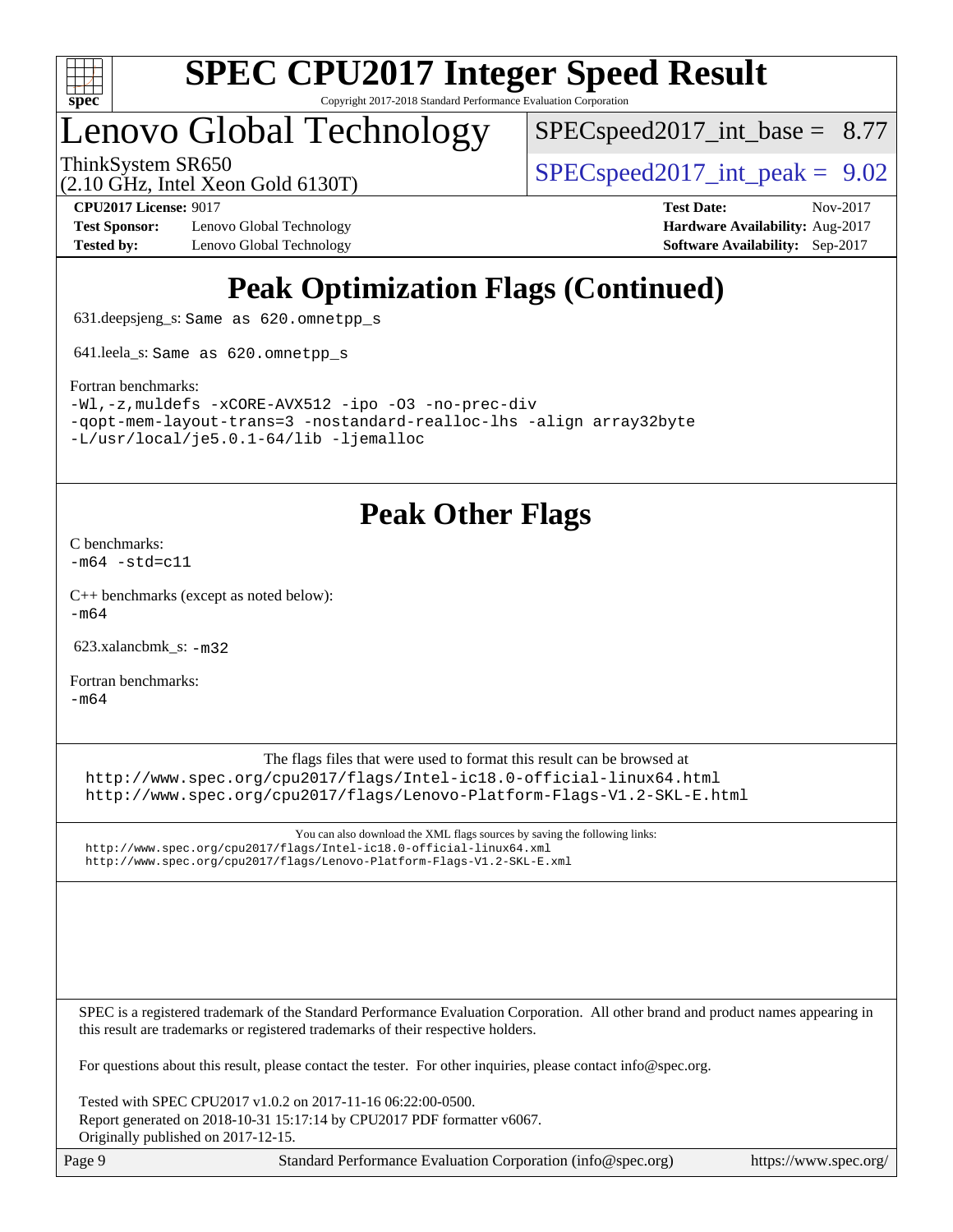# Peak Optimization Flags (Continued)

631.deepsjeng_s: `Same as 620.omnetpp_s`

641.leela_s: `Same as 620.omnetpp_s`

Fortran benchmarks:

```
-Wl,-z,muldefs -xCORE-AVX512 -ipo -O3 -no-prec-div
-qopt-mem-layout-trans=3 -nostandard-realloc-lhs -align array32byte
-L/usr/local/je5.0.1-64/lib -ljemalloc
```

# Peak Other Flags

C benchmarks:
`-m64 -std=c11`

C++ benchmarks (except as noted below):
`-m64`

623.xalancbmk_s: `-m32`

Fortran benchmarks:
`-m64`

The flags files that were used to format this result can be browsed at
http://www.spec.org/cpu2017/flags/Intel-ic18.0-official-linux64.html
http://www.spec.org/cpu2017/flags/Lenovo-Platform-Flags-V1.2-SKL-E.html

You can also download the XML flags sources by saving the following links:
http://www.spec.org/cpu2017/flags/Intel-ic18.0-official-linux64.xml
http://www.spec.org/cpu2017/flags/Lenovo-Platform-Flags-V1.2-SKL-E.xml

SPEC is a registered trademark of the Standard Performance Evaluation Corporation. All other brand and product names appearing in this result are trademarks or registered trademarks of their respective holders.

For questions about this result, please contact the tester. For other inquiries, please contact info@spec.org.

Tested with SPEC CPU2017 v1.0.2 on 2017-11-16 06:22:00-0500.
Report generated on 2018-10-31 15:17:14 by CPU2017 PDF formatter v6067.
Originally published on 2017-12-15.